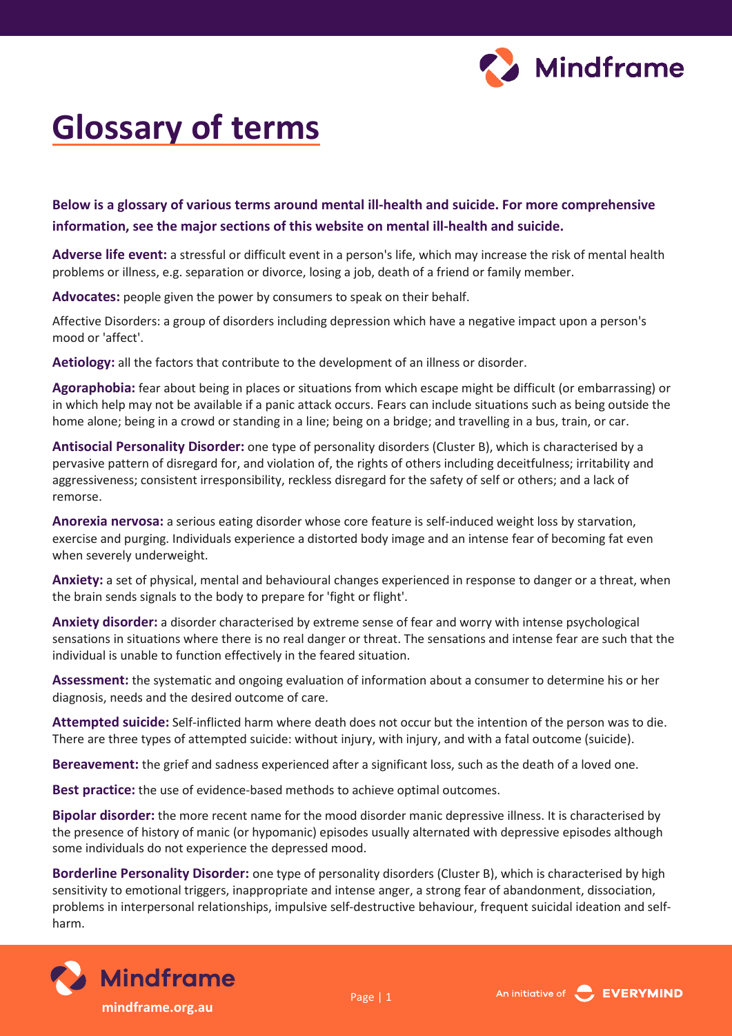# Glossary of terms

**Below is a glossary of various terms around mental ill-health and suicide. For more comprehensive information, see the major sections of this website on mental ill-health and suicide.**

**Adverse life event:** a stressful or difficult event in a person's life, which may increase the risk of mental health problems or illness, e.g. separation or divorce, losing a job, death of a friend or family member.

**Advocates:** people given the power by consumers to speak on their behalf.

Affective Disorders: a group of disorders including depression which have a negative impact upon a person's mood or 'affect'.

**Aetiology:** all the factors that contribute to the development of an illness or disorder.

**Agoraphobia:** fear about being in places or situations from which escape might be difficult (or embarrassing) or in which help may not be available if a panic attack occurs. Fears can include situations such as being outside the home alone; being in a crowd or standing in a line; being on a bridge; and travelling in a bus, train, or car.

**Antisocial Personality Disorder:** one type of personality disorders (Cluster B), which is characterised by a pervasive pattern of disregard for, and violation of, the rights of others including deceitfulness; irritability and aggressiveness; consistent irresponsibility, reckless disregard for the safety of self or others; and a lack of remorse.

**Anorexia nervosa:** a serious eating disorder whose core feature is self-induced weight loss by starvation, exercise and purging. Individuals experience a distorted body image and an intense fear of becoming fat even when severely underweight.

**Anxiety:** a set of physical, mental and behavioural changes experienced in response to danger or a threat, when the brain sends signals to the body to prepare for 'fight or flight'.

**Anxiety disorder:** a disorder characterised by extreme sense of fear and worry with intense psychological sensations in situations where there is no real danger or threat. The sensations and intense fear are such that the individual is unable to function effectively in the feared situation.

**Assessment:** the systematic and ongoing evaluation of information about a consumer to determine his or her diagnosis, needs and the desired outcome of care.

**Attempted suicide:** Self-inflicted harm where death does not occur but the intention of the person was to die. There are three types of attempted suicide: without injury, with injury, and with a fatal outcome (suicide).

**Bereavement:** the grief and sadness experienced after a significant loss, such as the death of a loved one.

**Best practice:** the use of evidence-based methods to achieve optimal outcomes.

**Bipolar disorder:** the more recent name for the mood disorder manic depressive illness. It is characterised by the presence of history of manic (or hypomanic) episodes usually alternated with depressive episodes although some individuals do not experience the depressed mood.

**Borderline Personality Disorder:** one type of personality disorders (Cluster B), which is characterised by high sensitivity to emotional triggers, inappropriate and intense anger, a strong fear of abandonment, dissociation, problems in interpersonal relationships, impulsive self-destructive behaviour, frequent suicidal ideation and self-harm.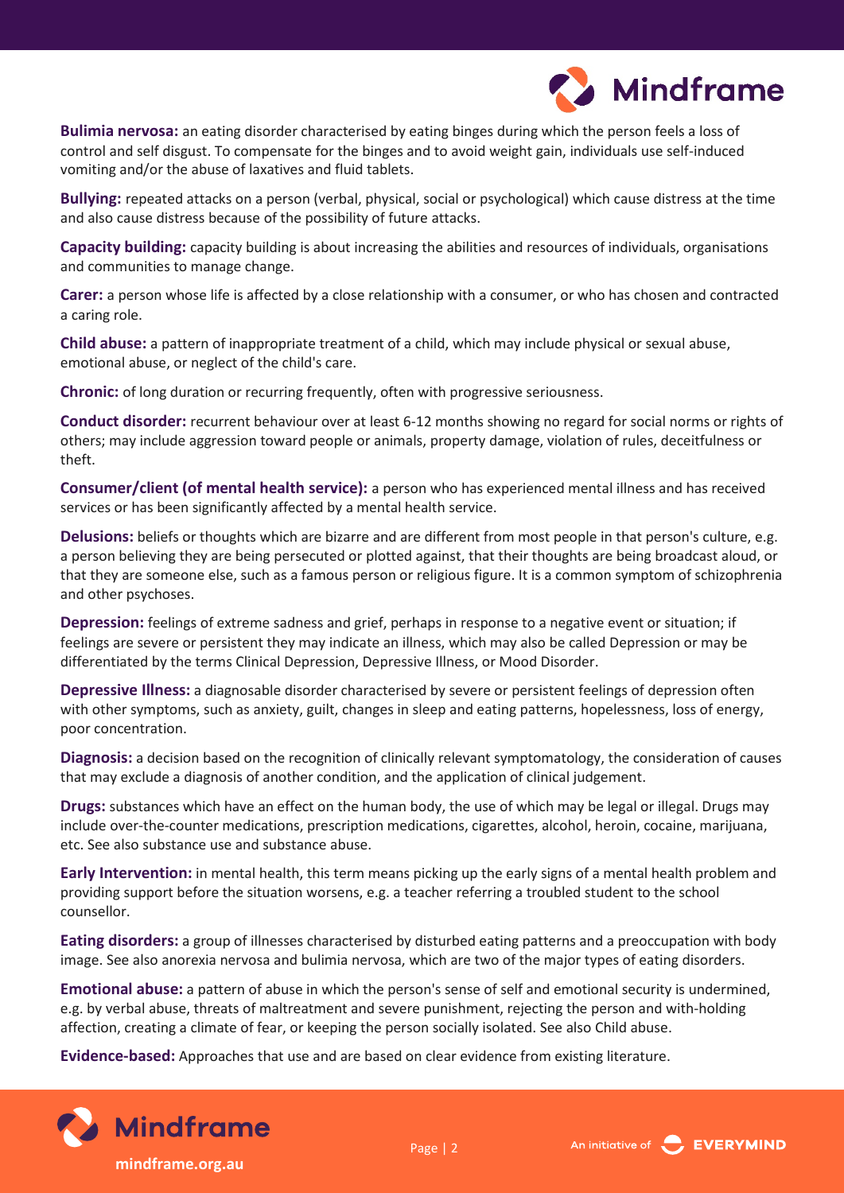**Bulimia nervosa:** an eating disorder characterised by eating binges during which the person feels a loss of control and self disgust. To compensate for the binges and to avoid weight gain, individuals use self-induced vomiting and/or the abuse of laxatives and fluid tablets.

**Bullying:** repeated attacks on a person (verbal, physical, social or psychological) which cause distress at the time and also cause distress because of the possibility of future attacks.

**Capacity building:** capacity building is about increasing the abilities and resources of individuals, organisations and communities to manage change.

**Carer:** a person whose life is affected by a close relationship with a consumer, or who has chosen and contracted a caring role.

**Child abuse:** a pattern of inappropriate treatment of a child, which may include physical or sexual abuse, emotional abuse, or neglect of the child's care.

**Chronic:** of long duration or recurring frequently, often with progressive seriousness.

**Conduct disorder:** recurrent behaviour over at least 6-12 months showing no regard for social norms or rights of others; may include aggression toward people or animals, property damage, violation of rules, deceitfulness or theft.

**Consumer/client (of mental health service):** a person who has experienced mental illness and has received services or has been significantly affected by a mental health service.

**Delusions:** beliefs or thoughts which are bizarre and are different from most people in that person's culture, e.g. a person believing they are being persecuted or plotted against, that their thoughts are being broadcast aloud, or that they are someone else, such as a famous person or religious figure. It is a common symptom of schizophrenia and other psychoses.

**Depression:** feelings of extreme sadness and grief, perhaps in response to a negative event or situation; if feelings are severe or persistent they may indicate an illness, which may also be called Depression or may be differentiated by the terms Clinical Depression, Depressive Illness, or Mood Disorder.

**Depressive Illness:** a diagnosable disorder characterised by severe or persistent feelings of depression often with other symptoms, such as anxiety, guilt, changes in sleep and eating patterns, hopelessness, loss of energy, poor concentration.

**Diagnosis:** a decision based on the recognition of clinically relevant symptomatology, the consideration of causes that may exclude a diagnosis of another condition, and the application of clinical judgement.

**Drugs:** substances which have an effect on the human body, the use of which may be legal or illegal. Drugs may include over-the-counter medications, prescription medications, cigarettes, alcohol, heroin, cocaine, marijuana, etc. See also substance use and substance abuse.

**Early Intervention:** in mental health, this term means picking up the early signs of a mental health problem and providing support before the situation worsens, e.g. a teacher referring a troubled student to the school counsellor.

**Eating disorders:** a group of illnesses characterised by disturbed eating patterns and a preoccupation with body image. See also anorexia nervosa and bulimia nervosa, which are two of the major types of eating disorders.

**Emotional abuse:** a pattern of abuse in which the person's sense of self and emotional security is undermined, e.g. by verbal abuse, threats of maltreatment and severe punishment, rejecting the person and with-holding affection, creating a climate of fear, or keeping the person socially isolated. See also Child abuse.

**Evidence-based:** Approaches that use and are based on clear evidence from existing literature.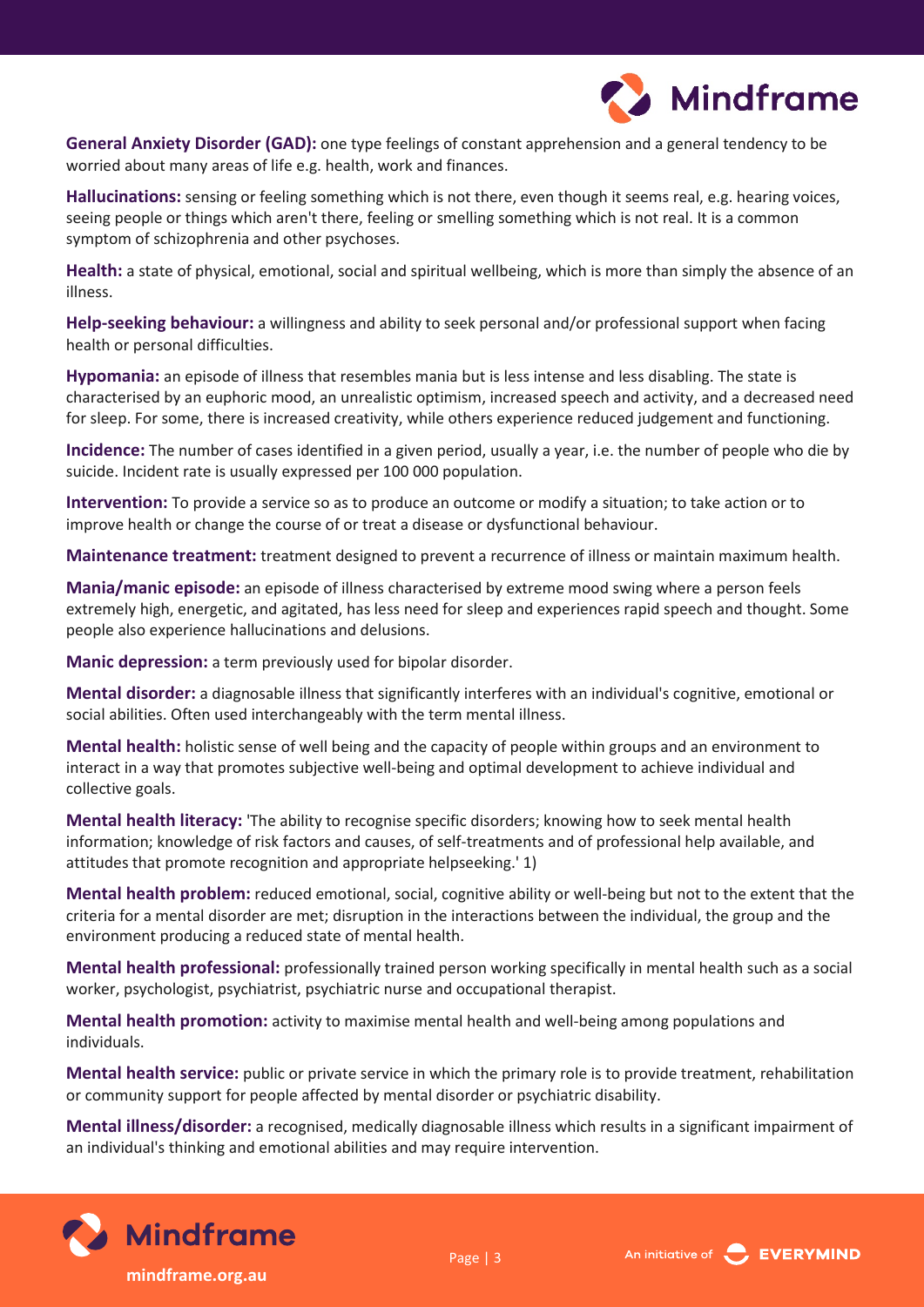**General Anxiety Disorder (GAD):** one type feelings of constant apprehension and a general tendency to be worried about many areas of life e.g. health, work and finances.

**Hallucinations:** sensing or feeling something which is not there, even though it seems real, e.g. hearing voices, seeing people or things which aren't there, feeling or smelling something which is not real. It is a common symptom of schizophrenia and other psychoses.

**Health:** a state of physical, emotional, social and spiritual wellbeing, which is more than simply the absence of an illness.

**Help-seeking behaviour:** a willingness and ability to seek personal and/or professional support when facing health or personal difficulties.

**Hypomania:** an episode of illness that resembles mania but is less intense and less disabling. The state is characterised by an euphoric mood, an unrealistic optimism, increased speech and activity, and a decreased need for sleep. For some, there is increased creativity, while others experience reduced judgement and functioning.

**Incidence:** The number of cases identified in a given period, usually a year, i.e. the number of people who die by suicide. Incident rate is usually expressed per 100 000 population.

**Intervention:** To provide a service so as to produce an outcome or modify a situation; to take action or to improve health or change the course of or treat a disease or dysfunctional behaviour.

**Maintenance treatment:** treatment designed to prevent a recurrence of illness or maintain maximum health.

**Mania/manic episode:** an episode of illness characterised by extreme mood swing where a person feels extremely high, energetic, and agitated, has less need for sleep and experiences rapid speech and thought. Some people also experience hallucinations and delusions.

**Manic depression:** a term previously used for bipolar disorder.

**Mental disorder:** a diagnosable illness that significantly interferes with an individual's cognitive, emotional or social abilities. Often used interchangeably with the term mental illness.

**Mental health:** holistic sense of well being and the capacity of people within groups and an environment to interact in a way that promotes subjective well-being and optimal development to achieve individual and collective goals.

**Mental health literacy:** 'The ability to recognise specific disorders; knowing how to seek mental health information; knowledge of risk factors and causes, of self-treatments and of professional help available, and attitudes that promote recognition and appropriate helpseeking.' 1)

**Mental health problem:** reduced emotional, social, cognitive ability or well-being but not to the extent that the criteria for a mental disorder are met; disruption in the interactions between the individual, the group and the environment producing a reduced state of mental health.

**Mental health professional:** professionally trained person working specifically in mental health such as a social worker, psychologist, psychiatrist, psychiatric nurse and occupational therapist.

**Mental health promotion:** activity to maximise mental health and well-being among populations and individuals.

**Mental health service:** public or private service in which the primary role is to provide treatment, rehabilitation or community support for people affected by mental disorder or psychiatric disability.

**Mental illness/disorder:** a recognised, medically diagnosable illness which results in a significant impairment of an individual's thinking and emotional abilities and may require intervention.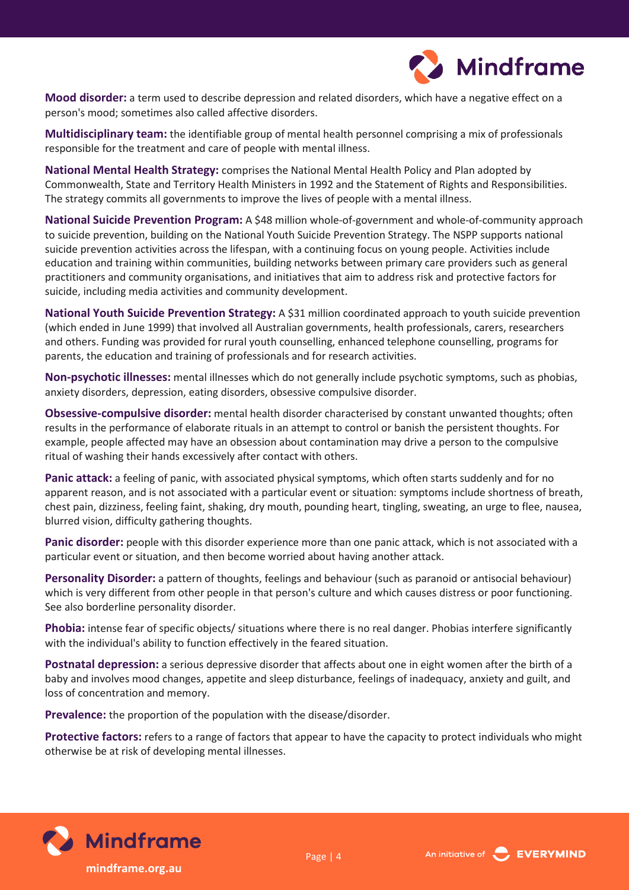**Mood disorder:** a term used to describe depression and related disorders, which have a negative effect on a person's mood; sometimes also called affective disorders.

**Multidisciplinary team:** the identifiable group of mental health personnel comprising a mix of professionals responsible for the treatment and care of people with mental illness.

**National Mental Health Strategy:** comprises the National Mental Health Policy and Plan adopted by Commonwealth, State and Territory Health Ministers in 1992 and the Statement of Rights and Responsibilities. The strategy commits all governments to improve the lives of people with a mental illness.

**National Suicide Prevention Program:** A $48 million whole-of-government and whole-of-community approach to suicide prevention, building on the National Youth Suicide Prevention Strategy. The NSPP supports national suicide prevention activities across the lifespan, with a continuing focus on young people. Activities include education and training within communities, building networks between primary care providers such as general practitioners and community organisations, and initiatives that aim to address risk and protective factors for suicide, including media activities and community development.

**National Youth Suicide Prevention Strategy:** A $31 million coordinated approach to youth suicide prevention (which ended in June 1999) that involved all Australian governments, health professionals, carers, researchers and others. Funding was provided for rural youth counselling, enhanced telephone counselling, programs for parents, the education and training of professionals and for research activities.

**Non-psychotic illnesses:** mental illnesses which do not generally include psychotic symptoms, such as phobias, anxiety disorders, depression, eating disorders, obsessive compulsive disorder.

**Obsessive-compulsive disorder:** mental health disorder characterised by constant unwanted thoughts; often results in the performance of elaborate rituals in an attempt to control or banish the persistent thoughts. For example, people affected may have an obsession about contamination may drive a person to the compulsive ritual of washing their hands excessively after contact with others.

**Panic attack:** a feeling of panic, with associated physical symptoms, which often starts suddenly and for no apparent reason, and is not associated with a particular event or situation: symptoms include shortness of breath, chest pain, dizziness, feeling faint, shaking, dry mouth, pounding heart, tingling, sweating, an urge to flee, nausea, blurred vision, difficulty gathering thoughts.

**Panic disorder:** people with this disorder experience more than one panic attack, which is not associated with a particular event or situation, and then become worried about having another attack.

**Personality Disorder:** a pattern of thoughts, feelings and behaviour (such as paranoid or antisocial behaviour) which is very different from other people in that person's culture and which causes distress or poor functioning. See also borderline personality disorder.

**Phobia:** intense fear of specific objects/ situations where there is no real danger. Phobias interfere significantly with the individual's ability to function effectively in the feared situation.

**Postnatal depression:** a serious depressive disorder that affects about one in eight women after the birth of a baby and involves mood changes, appetite and sleep disturbance, feelings of inadequacy, anxiety and guilt, and loss of concentration and memory.

**Prevalence:** the proportion of the population with the disease/disorder.

**Protective factors:** refers to a range of factors that appear to have the capacity to protect individuals who might otherwise be at risk of developing mental illnesses.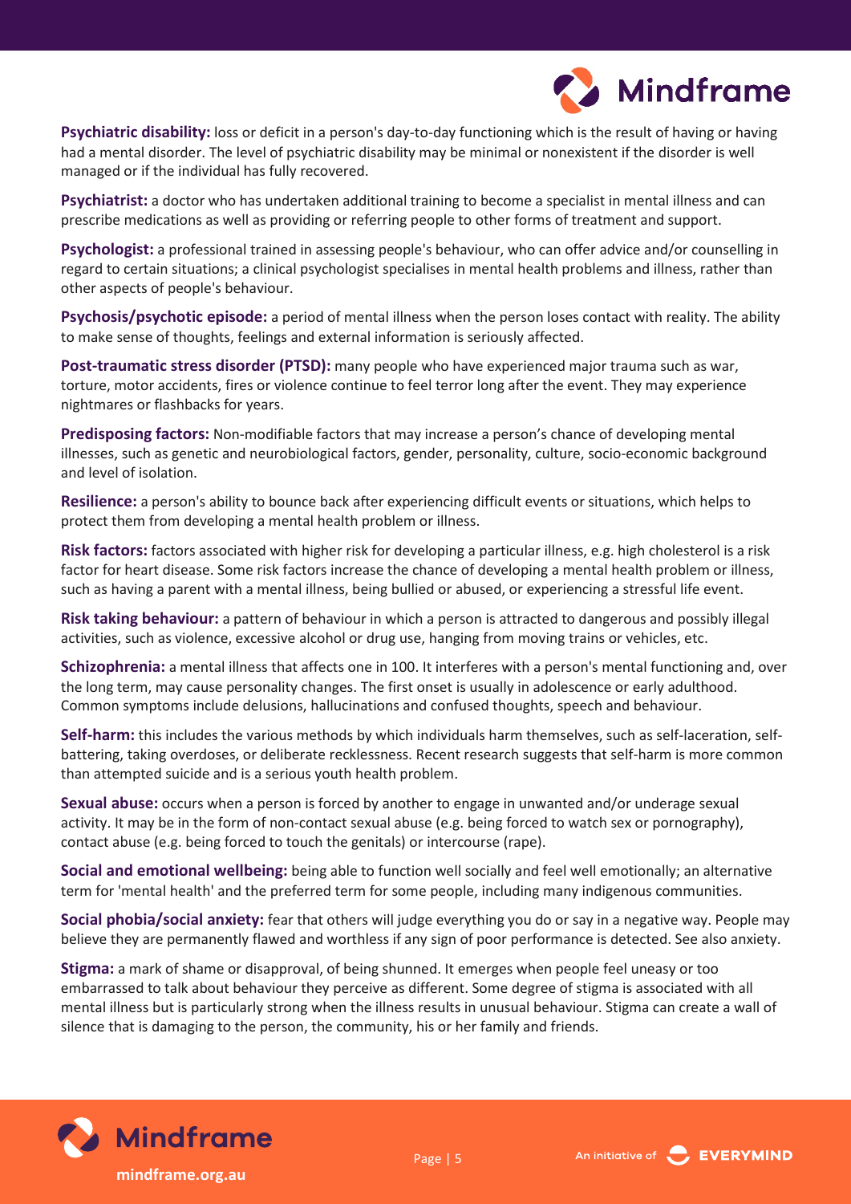**Psychiatric disability:** loss or deficit in a person's day-to-day functioning which is the result of having or having had a mental disorder. The level of psychiatric disability may be minimal or nonexistent if the disorder is well managed or if the individual has fully recovered.

**Psychiatrist:** a doctor who has undertaken additional training to become a specialist in mental illness and can prescribe medications as well as providing or referring people to other forms of treatment and support.

**Psychologist:** a professional trained in assessing people's behaviour, who can offer advice and/or counselling in regard to certain situations; a clinical psychologist specialises in mental health problems and illness, rather than other aspects of people's behaviour.

**Psychosis/psychotic episode:** a period of mental illness when the person loses contact with reality. The ability to make sense of thoughts, feelings and external information is seriously affected.

**Post-traumatic stress disorder (PTSD):** many people who have experienced major trauma such as war, torture, motor accidents, fires or violence continue to feel terror long after the event. They may experience nightmares or flashbacks for years.

**Predisposing factors:** Non-modifiable factors that may increase a person's chance of developing mental illnesses, such as genetic and neurobiological factors, gender, personality, culture, socio-economic background and level of isolation.

**Resilience:** a person's ability to bounce back after experiencing difficult events or situations, which helps to protect them from developing a mental health problem or illness.

**Risk factors:** factors associated with higher risk for developing a particular illness, e.g. high cholesterol is a risk factor for heart disease. Some risk factors increase the chance of developing a mental health problem or illness, such as having a parent with a mental illness, being bullied or abused, or experiencing a stressful life event.

**Risk taking behaviour:** a pattern of behaviour in which a person is attracted to dangerous and possibly illegal activities, such as violence, excessive alcohol or drug use, hanging from moving trains or vehicles, etc.

**Schizophrenia:** a mental illness that affects one in 100. It interferes with a person's mental functioning and, over the long term, may cause personality changes. The first onset is usually in adolescence or early adulthood. Common symptoms include delusions, hallucinations and confused thoughts, speech and behaviour.

**Self-harm:** this includes the various methods by which individuals harm themselves, such as self-laceration, self-battering, taking overdoses, or deliberate recklessness. Recent research suggests that self-harm is more common than attempted suicide and is a serious youth health problem.

**Sexual abuse:** occurs when a person is forced by another to engage in unwanted and/or underage sexual activity. It may be in the form of non-contact sexual abuse (e.g. being forced to watch sex or pornography), contact abuse (e.g. being forced to touch the genitals) or intercourse (rape).

**Social and emotional wellbeing:** being able to function well socially and feel well emotionally; an alternative term for 'mental health' and the preferred term for some people, including many indigenous communities.

**Social phobia/social anxiety:** fear that others will judge everything you do or say in a negative way. People may believe they are permanently flawed and worthless if any sign of poor performance is detected. See also anxiety.

**Stigma:** a mark of shame or disapproval, of being shunned. It emerges when people feel uneasy or too embarrassed to talk about behaviour they perceive as different. Some degree of stigma is associated with all mental illness but is particularly strong when the illness results in unusual behaviour. Stigma can create a wall of silence that is damaging to the person, the community, his or her family and friends.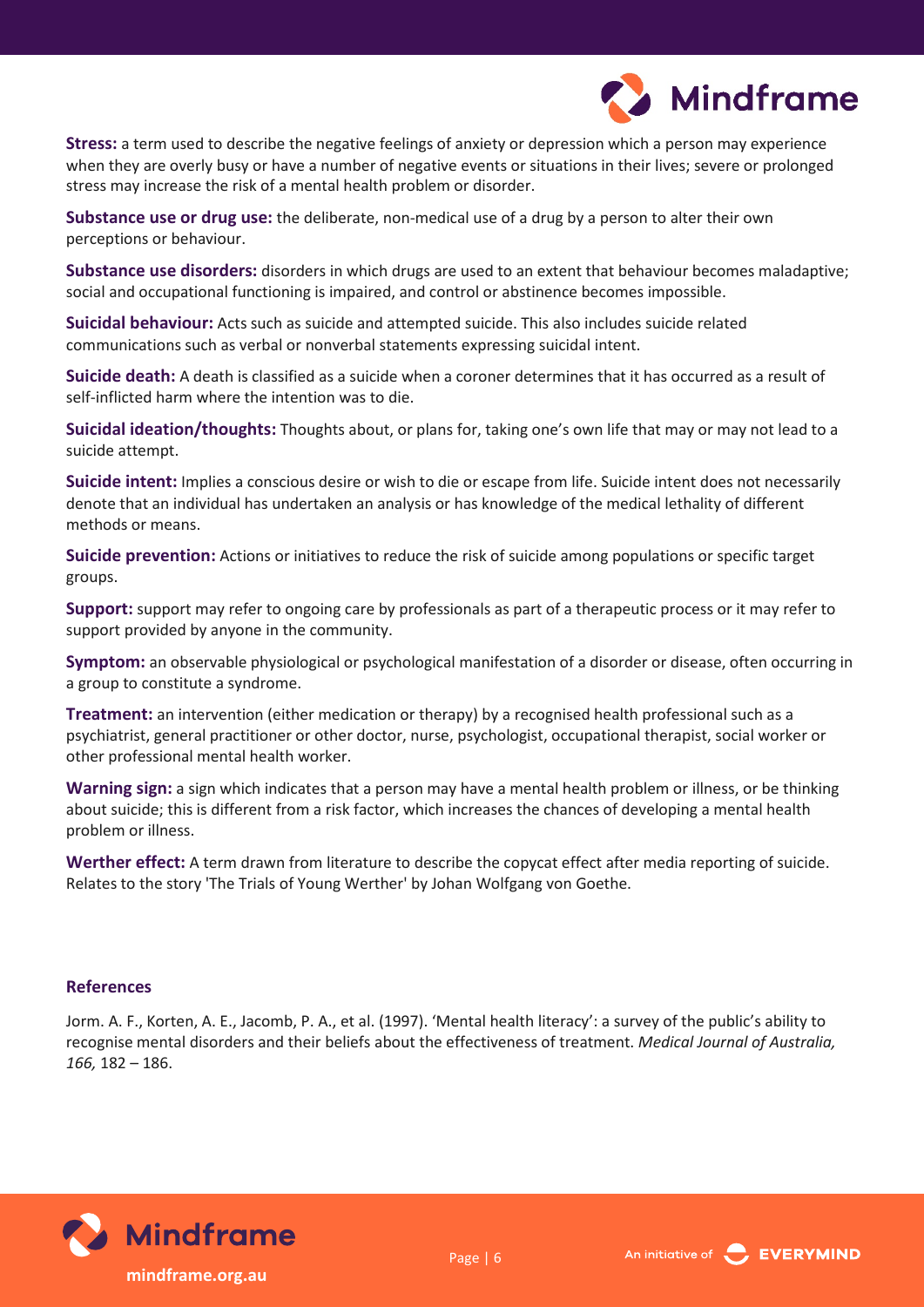**Stress:** a term used to describe the negative feelings of anxiety or depression which a person may experience when they are overly busy or have a number of negative events or situations in their lives; severe or prolonged stress may increase the risk of a mental health problem or disorder.

**Substance use or drug use:** the deliberate, non-medical use of a drug by a person to alter their own perceptions or behaviour.

**Substance use disorders:** disorders in which drugs are used to an extent that behaviour becomes maladaptive; social and occupational functioning is impaired, and control or abstinence becomes impossible.

**Suicidal behaviour:** Acts such as suicide and attempted suicide. This also includes suicide related communications such as verbal or nonverbal statements expressing suicidal intent.

**Suicide death:** A death is classified as a suicide when a coroner determines that it has occurred as a result of self-inflicted harm where the intention was to die.

**Suicidal ideation/thoughts:** Thoughts about, or plans for, taking one's own life that may or may not lead to a suicide attempt.

**Suicide intent:** Implies a conscious desire or wish to die or escape from life. Suicide intent does not necessarily denote that an individual has undertaken an analysis or has knowledge of the medical lethality of different methods or means.

**Suicide prevention:** Actions or initiatives to reduce the risk of suicide among populations or specific target groups.

**Support:** support may refer to ongoing care by professionals as part of a therapeutic process or it may refer to support provided by anyone in the community.

**Symptom:** an observable physiological or psychological manifestation of a disorder or disease, often occurring in a group to constitute a syndrome.

**Treatment:** an intervention (either medication or therapy) by a recognised health professional such as a psychiatrist, general practitioner or other doctor, nurse, psychologist, occupational therapist, social worker or other professional mental health worker.

**Warning sign:** a sign which indicates that a person may have a mental health problem or illness, or be thinking about suicide; this is different from a risk factor, which increases the chances of developing a mental health problem or illness.

**Werther effect:** A term drawn from literature to describe the copycat effect after media reporting of suicide. Relates to the story 'The Trials of Young Werther' by Johan Wolfgang von Goethe.

## References

Jorm. A. F., Korten, A. E., Jacomb, P. A., et al. (1997). 'Mental health literacy': a survey of the public's ability to recognise mental disorders and their beliefs about the effectiveness of treatment. *Medical Journal of Australia, 166,* 182 – 186.